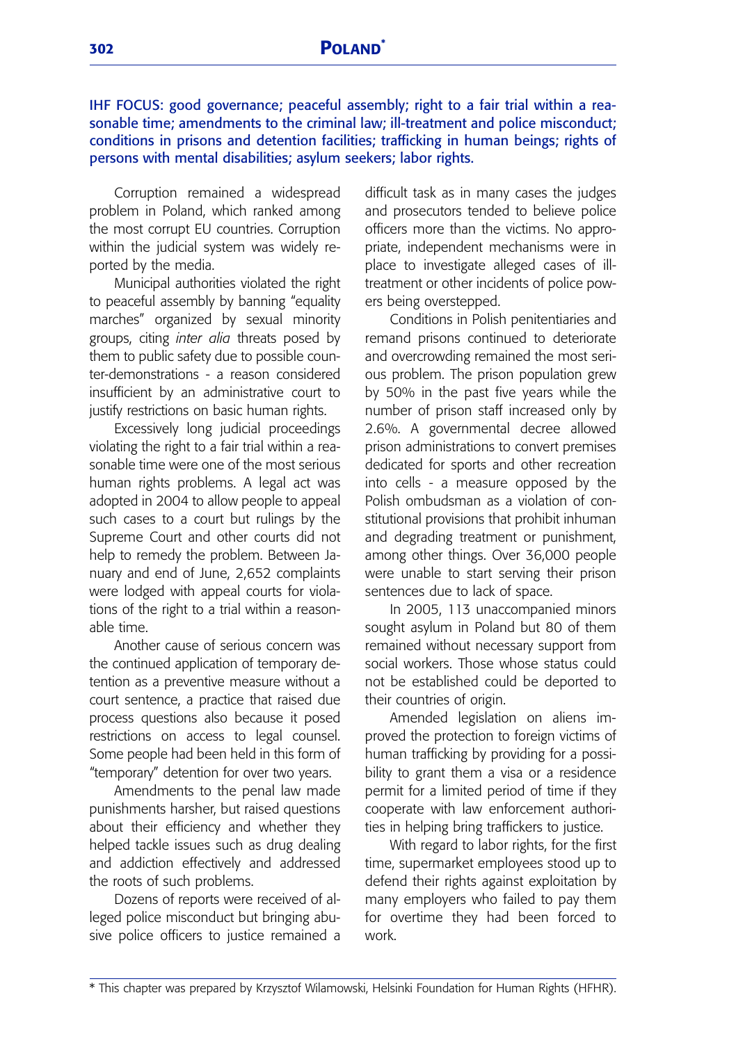# POLAND*

IHF FOCUS: good governance; peaceful assembly; right to a fair trial within a reasonable time; amendments to the criminal law; ill-treatment and police misconduct; conditions in prisons and detention facilities; trafficking in human beings; rights of persons with mental disabilities; asylum seekers; labor rights.

Corruption remained a widespread problem in Poland, which ranked among the most corrupt EU countries. Corruption within the judicial system was widely reported by the media.

Municipal authorities violated the right to peaceful assembly by banning "equality marches" organized by sexual minority groups, citing *inter alia* threats posed by them to public safety due to possible counter-demonstrations - a reason considered insufficient by an administrative court to justify restrictions on basic human rights.

Excessively long judicial proceedings violating the right to a fair trial within a reasonable time were one of the most serious human rights problems. A legal act was adopted in 2004 to allow people to appeal such cases to a court but rulings by the Supreme Court and other courts did not help to remedy the problem. Between January and end of June, 2,652 complaints were lodged with appeal courts for violations of the right to a trial within a reasonable time.

Another cause of serious concern was the continued application of temporary detention as a preventive measure without a court sentence, a practice that raised due process questions also because it posed restrictions on access to legal counsel. Some people had been held in this form of "temporary" detention for over two years.

Amendments to the penal law made punishments harsher, but raised questions about their efficiency and whether they helped tackle issues such as drug dealing and addiction effectively and addressed the roots of such problems.

Dozens of reports were received of alleged police misconduct but bringing abusive police officers to justice remained a difficult task as in many cases the judges and prosecutors tended to believe police officers more than the victims. No appropriate, independent mechanisms were in place to investigate alleged cases of ill-treatment or other incidents of police powers being overstepped.

Conditions in Polish penitentiaries and remand prisons continued to deteriorate and overcrowding remained the most serious problem. The prison population grew by 50% in the past five years while the number of prison staff increased only by 2.6%. A governmental decree allowed prison administrations to convert premises dedicated for sports and other recreation into cells - a measure opposed by the Polish ombudsman as a violation of constitutional provisions that prohibit inhuman and degrading treatment or punishment, among other things. Over 36,000 people were unable to start serving their prison sentences due to lack of space.

In 2005, 113 unaccompanied minors sought asylum in Poland but 80 of them remained without necessary support from social workers. Those whose status could not be established could be deported to their countries of origin.

Amended legislation on aliens improved the protection to foreign victims of human trafficking by providing for a possibility to grant them a visa or a residence permit for a limited period of time if they cooperate with law enforcement authorities in helping bring traffickers to justice.

With regard to labor rights, for the first time, supermarket employees stood up to defend their rights against exploitation by many employers who failed to pay them for overtime they had been forced to work.

* This chapter was prepared by Krzysztof Wilamowski, Helsinki Foundation for Human Rights (HFHR).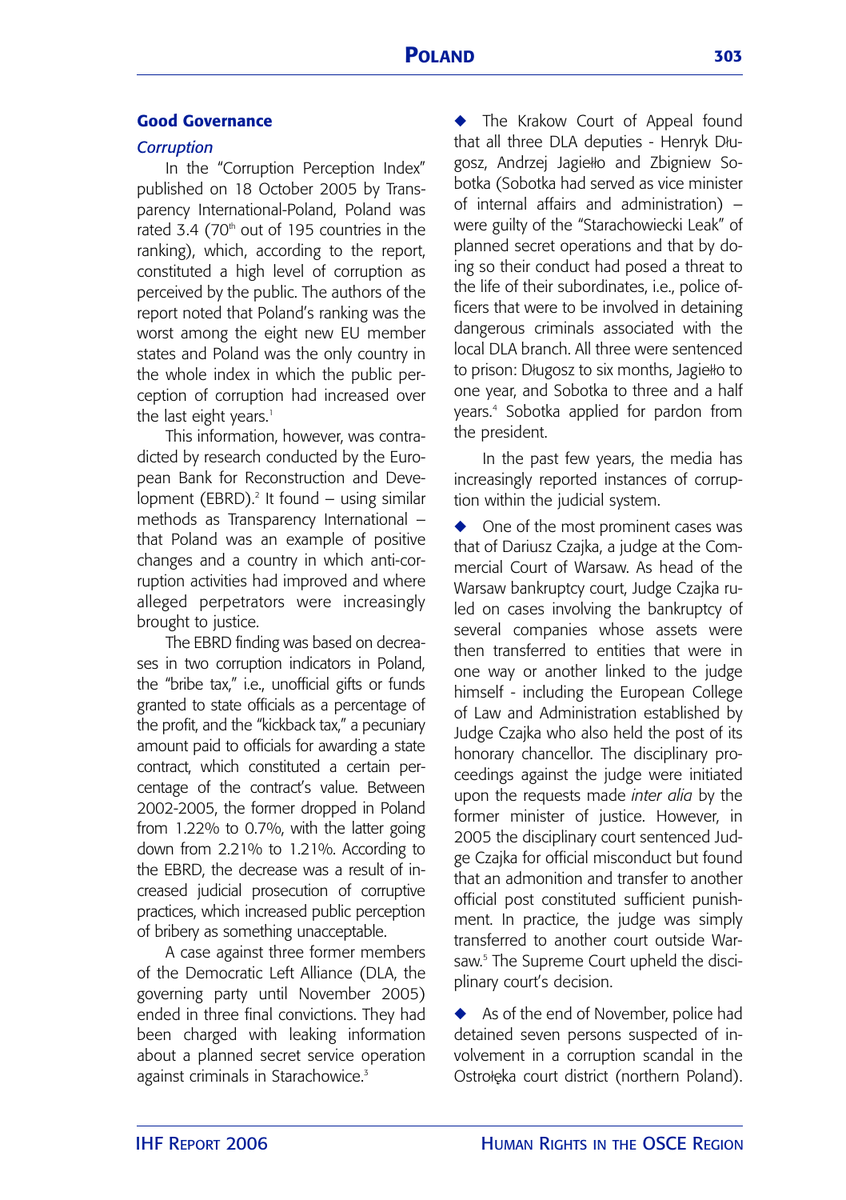## Good Governance

### *Corruption*

In the "Corruption Perception Index" published on 18 October 2005 by Transparency International-Poland, Poland was rated 3.4 (70th out of 195 countries in the ranking), which, according to the report, constituted a high level of corruption as perceived by the public. The authors of the report noted that Poland's ranking was the worst among the eight new EU member states and Poland was the only country in the whole index in which the public perception of corruption had increased over the last eight years.[1]

This information, however, was contradicted by research conducted by the European Bank for Reconstruction and Development (EBRD).[2] It found – using similar methods as Transparency International – that Poland was an example of positive changes and a country in which anti-corruption activities had improved and where alleged perpetrators were increasingly brought to justice.

The EBRD finding was based on decreases in two corruption indicators in Poland, the "bribe tax," i.e., unofficial gifts or funds granted to state officials as a percentage of the profit, and the "kickback tax," a pecuniary amount paid to officials for awarding a state contract, which constituted a certain percentage of the contract's value. Between 2002-2005, the former dropped in Poland from 1.22% to 0.7%, with the latter going down from 2.21% to 1.21%. According to the EBRD, the decrease was a result of increased judicial prosecution of corruptive practices, which increased public perception of bribery as something unacceptable.

A case against three former members of the Democratic Left Alliance (DLA, the governing party until November 2005) ended in three final convictions. They had been charged with leaking information about a planned secret service operation against criminals in Starachowice.[3]

- The Krakow Court of Appeal found that all three DLA deputies - Henryk Długosz, Andrzej Jagiełło and Zbigniew Sobotka (Sobotka had served as vice minister of internal affairs and administration) – were guilty of the "Starachowiecki Leak" of planned secret operations and that by doing so their conduct had posed a threat to the life of their subordinates, i.e., police officers that were to be involved in detaining dangerous criminals associated with the local DLA branch. All three were sentenced to prison: Długosz to six months, Jagiełło to one year, and Sobotka to three and a half years.[4] Sobotka applied for pardon from the president.

In the past few years, the media has increasingly reported instances of corruption within the judicial system.

- One of the most prominent cases was that of Dariusz Czajka, a judge at the Commercial Court of Warsaw. As head of the Warsaw bankruptcy court, Judge Czajka ruled on cases involving the bankruptcy of several companies whose assets were then transferred to entities that were in one way or another linked to the judge himself - including the European College of Law and Administration established by Judge Czajka who also held the post of its honorary chancellor. The disciplinary proceedings against the judge were initiated upon the requests made *inter alia* by the former minister of justice. However, in 2005 the disciplinary court sentenced Judge Czajka for official misconduct but found that an admonition and transfer to another official post constituted sufficient punishment. In practice, the judge was simply transferred to another court outside Warsaw.[5] The Supreme Court upheld the disciplinary court's decision.

- As of the end of November, police had detained seven persons suspected of involvement in a corruption scandal in the Ostrołęka court district (northern Poland).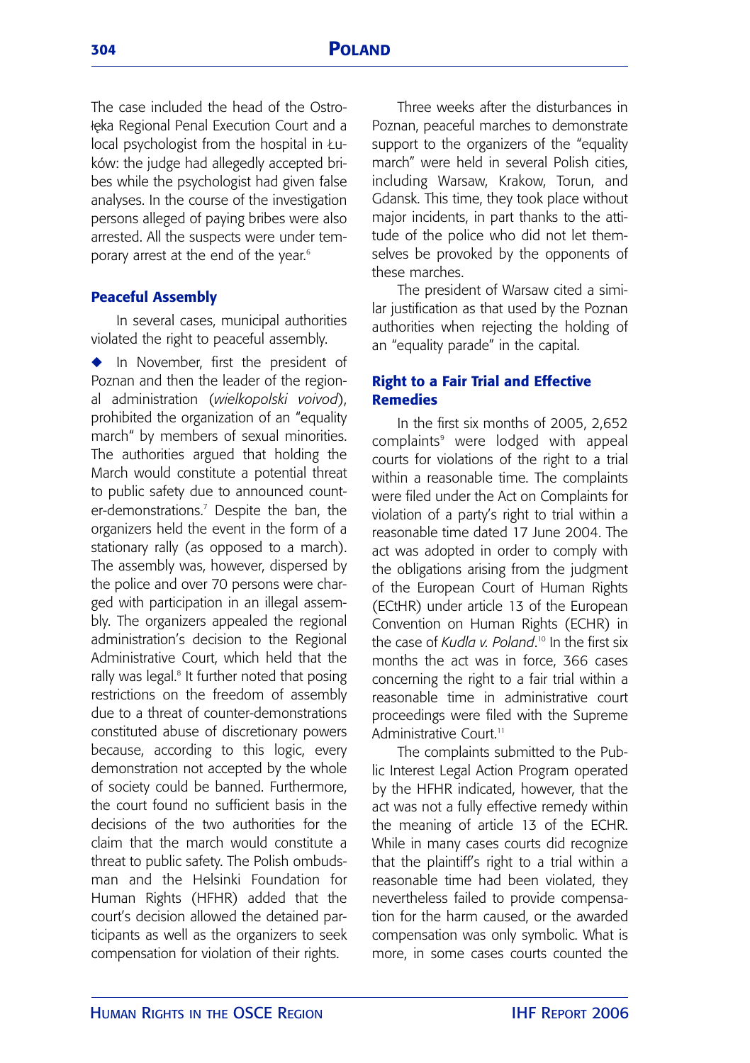The case included the head of the Ostrołęka Regional Penal Execution Court and a local psychologist from the hospital in Łuków: the judge had allegedly accepted bribes while the psychologist had given false analyses. In the course of the investigation persons alleged of paying bribes were also arrested. All the suspects were under temporary arrest at the end of the year.[6]

## Peaceful Assembly

In several cases, municipal authorities violated the right to peaceful assembly.

◆ In November, first the president of Poznan and then the leader of the regional administration (*wielkopolski voivod*), prohibited the organization of an "equality march" by members of sexual minorities. The authorities argued that holding the March would constitute a potential threat to public safety due to announced counter-demonstrations.[7] Despite the ban, the organizers held the event in the form of a stationary rally (as opposed to a march). The assembly was, however, dispersed by the police and over 70 persons were charged with participation in an illegal assembly. The organizers appealed the regional administration's decision to the Regional Administrative Court, which held that the rally was legal.[8] It further noted that posing restrictions on the freedom of assembly due to a threat of counter-demonstrations constituted abuse of discretionary powers because, according to this logic, every demonstration not accepted by the whole of society could be banned. Furthermore, the court found no sufficient basis in the decisions of the two authorities for the claim that the march would constitute a threat to public safety. The Polish ombudsman and the Helsinki Foundation for Human Rights (HFHR) added that the court's decision allowed the detained participants as well as the organizers to seek compensation for violation of their rights.

Three weeks after the disturbances in Poznan, peaceful marches to demonstrate support to the organizers of the "equality march" were held in several Polish cities, including Warsaw, Krakow, Torun, and Gdansk. This time, they took place without major incidents, in part thanks to the attitude of the police who did not let themselves be provoked by the opponents of these marches.

The president of Warsaw cited a similar justification as that used by the Poznan authorities when rejecting the holding of an "equality parade" in the capital.

## Right to a Fair Trial and Effective Remedies

In the first six months of 2005, 2,652 complaints[9] were lodged with appeal courts for violations of the right to a trial within a reasonable time. The complaints were filed under the Act on Complaints for violation of a party's right to trial within a reasonable time dated 17 June 2004. The act was adopted in order to comply with the obligations arising from the judgment of the European Court of Human Rights (ECtHR) under article 13 of the European Convention on Human Rights (ECHR) in the case of *Kudla v. Poland*.[10] In the first six months the act was in force, 366 cases concerning the right to a fair trial within a reasonable time in administrative court proceedings were filed with the Supreme Administrative Court.[11]

The complaints submitted to the Public Interest Legal Action Program operated by the HFHR indicated, however, that the act was not a fully effective remedy within the meaning of article 13 of the ECHR. While in many cases courts did recognize that the plaintiff's right to a trial within a reasonable time had been violated, they nevertheless failed to provide compensation for the harm caused, or the awarded compensation was only symbolic. What is more, in some cases courts counted the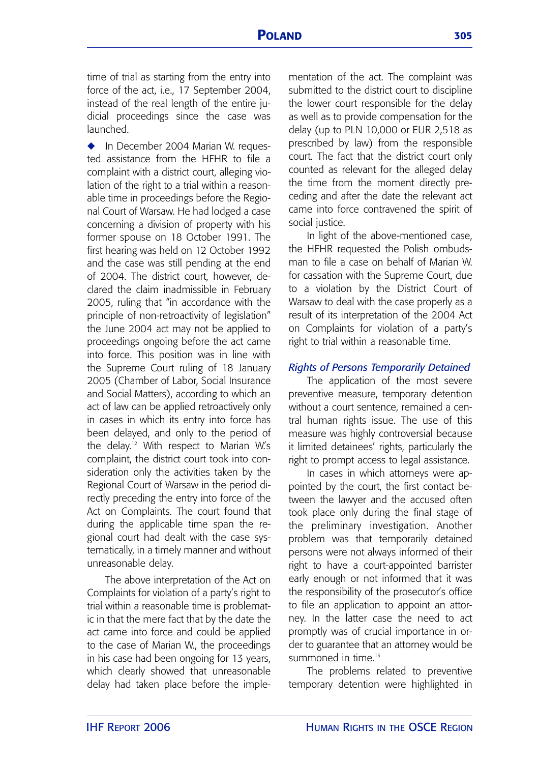time of trial as starting from the entry into force of the act, i.e., 17 September 2004, instead of the real length of the entire judicial proceedings since the case was launched.

◆ In December 2004 Marian W. requested assistance from the HFHR to file a complaint with a district court, alleging violation of the right to a trial within a reasonable time in proceedings before the Regional Court of Warsaw. He had lodged a case concerning a division of property with his former spouse on 18 October 1991. The first hearing was held on 12 October 1992 and the case was still pending at the end of 2004. The district court, however, declared the claim inadmissible in February 2005, ruling that "in accordance with the principle of non-retroactivity of legislation" the June 2004 act may not be applied to proceedings ongoing before the act came into force. This position was in line with the Supreme Court ruling of 18 January 2005 (Chamber of Labor, Social Insurance and Social Matters), according to which an act of law can be applied retroactively only in cases in which its entry into force has been delayed, and only to the period of the delay.[12] With respect to Marian W.'s complaint, the district court took into consideration only the activities taken by the Regional Court of Warsaw in the period directly preceding the entry into force of the Act on Complaints. The court found that during the applicable time span the regional court had dealt with the case systematically, in a timely manner and without unreasonable delay.

The above interpretation of the Act on Complaints for violation of a party's right to trial within a reasonable time is problematic in that the mere fact that by the date the act came into force and could be applied to the case of Marian W., the proceedings in his case had been ongoing for 13 years, which clearly showed that unreasonable delay had taken place before the implementation of the act. The complaint was submitted to the district court to discipline the lower court responsible for the delay as well as to provide compensation for the delay (up to PLN 10,000 or EUR 2,518 as prescribed by law) from the responsible court. The fact that the district court only counted as relevant for the alleged delay the time from the moment directly preceding and after the date the relevant act came into force contravened the spirit of social justice.

In light of the above-mentioned case, the HFHR requested the Polish ombudsman to file a case on behalf of Marian W. for cassation with the Supreme Court, due to a violation by the District Court of Warsaw to deal with the case properly as a result of its interpretation of the 2004 Act on Complaints for violation of a party's right to trial within a reasonable time.

### *Rights of Persons Temporarily Detained*

The application of the most severe preventive measure, temporary detention without a court sentence, remained a central human rights issue. The use of this measure was highly controversial because it limited detainees' rights, particularly the right to prompt access to legal assistance.

In cases in which attorneys were appointed by the court, the first contact between the lawyer and the accused often took place only during the final stage of the preliminary investigation. Another problem was that temporarily detained persons were not always informed of their right to have a court-appointed barrister early enough or not informed that it was the responsibility of the prosecutor's office to file an application to appoint an attorney. In the latter case the need to act promptly was of crucial importance in order to guarantee that an attorney would be summoned in time.[13]

The problems related to preventive temporary detention were highlighted in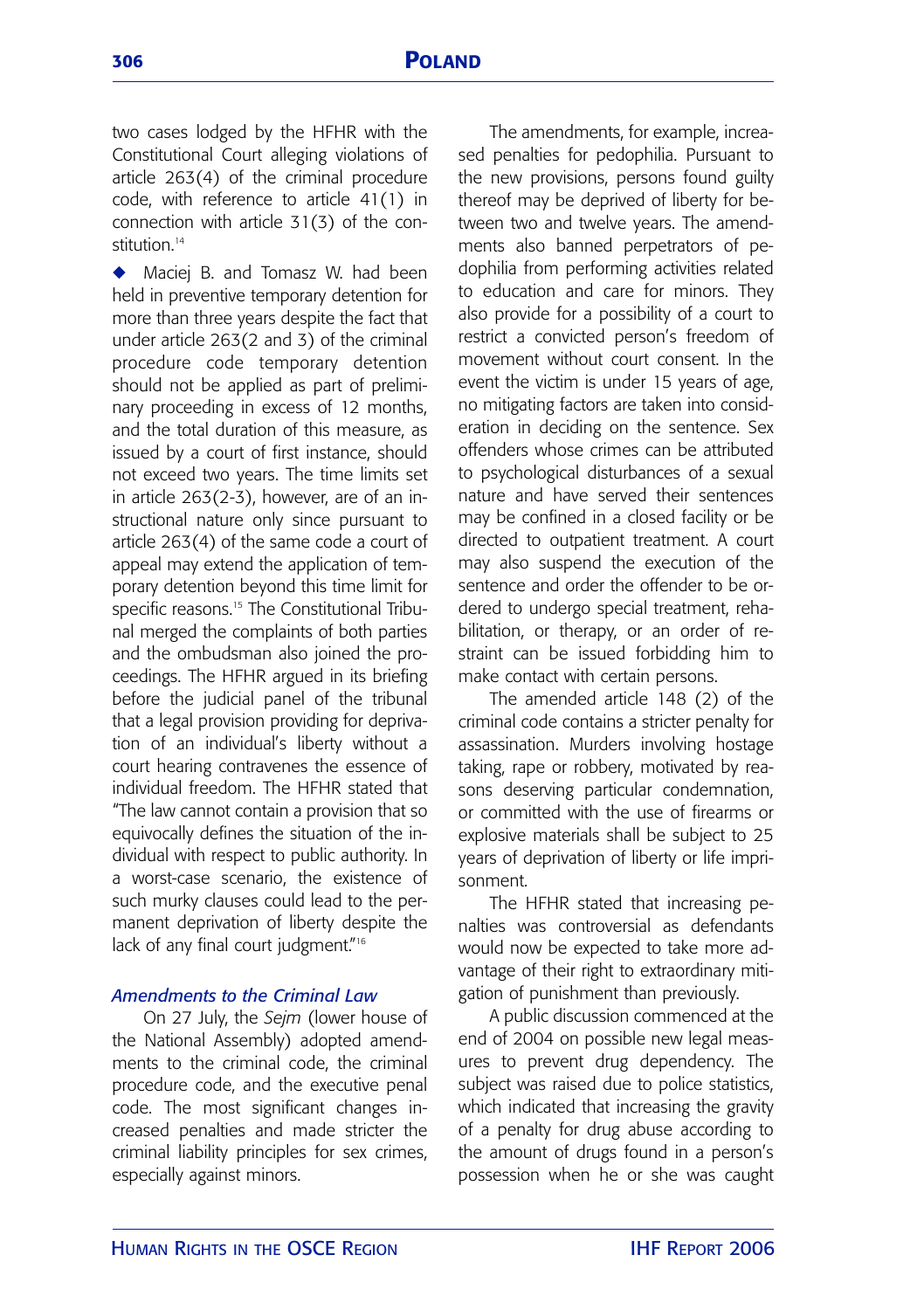two cases lodged by the HFHR with the Constitutional Court alleging violations of article 263(4) of the criminal procedure code, with reference to article 41(1) in connection with article 31(3) of the constitution.[14]

◆ Maciej B. and Tomasz W. had been held in preventive temporary detention for more than three years despite the fact that under article 263(2 and 3) of the criminal procedure code temporary detention should not be applied as part of preliminary proceeding in excess of 12 months, and the total duration of this measure, as issued by a court of first instance, should not exceed two years. The time limits set in article 263(2-3), however, are of an instructional nature only since pursuant to article 263(4) of the same code a court of appeal may extend the application of temporary detention beyond this time limit for specific reasons.[15] The Constitutional Tribunal merged the complaints of both parties and the ombudsman also joined the proceedings. The HFHR argued in its briefing before the judicial panel of the tribunal that a legal provision providing for deprivation of an individual's liberty without a court hearing contravenes the essence of individual freedom. The HFHR stated that "The law cannot contain a provision that so equivocally defines the situation of the individual with respect to public authority. In a worst-case scenario, the existence of such murky clauses could lead to the permanent deprivation of liberty despite the lack of any final court judgment."[16]

### *Amendments to the Criminal Law*

On 27 July, the *Sejm* (lower house of the National Assembly) adopted amendments to the criminal code, the criminal procedure code, and the executive penal code. The most significant changes increased penalties and made stricter the criminal liability principles for sex crimes, especially against minors.

The amendments, for example, increased penalties for pedophilia. Pursuant to the new provisions, persons found guilty thereof may be deprived of liberty for between two and twelve years. The amendments also banned perpetrators of pedophilia from performing activities related to education and care for minors. They also provide for a possibility of a court to restrict a convicted person's freedom of movement without court consent. In the event the victim is under 15 years of age, no mitigating factors are taken into consideration in deciding on the sentence. Sex offenders whose crimes can be attributed to psychological disturbances of a sexual nature and have served their sentences may be confined in a closed facility or be directed to outpatient treatment. A court may also suspend the execution of the sentence and order the offender to be ordered to undergo special treatment, rehabilitation, or therapy, or an order of restraint can be issued forbidding him to make contact with certain persons.

The amended article 148 (2) of the criminal code contains a stricter penalty for assassination. Murders involving hostage taking, rape or robbery, motivated by reasons deserving particular condemnation, or committed with the use of firearms or explosive materials shall be subject to 25 years of deprivation of liberty or life imprisonment.

The HFHR stated that increasing penalties was controversial as defendants would now be expected to take more advantage of their right to extraordinary mitigation of punishment than previously.

A public discussion commenced at the end of 2004 on possible new legal measures to prevent drug dependency. The subject was raised due to police statistics, which indicated that increasing the gravity of a penalty for drug abuse according to the amount of drugs found in a person's possession when he or she was caught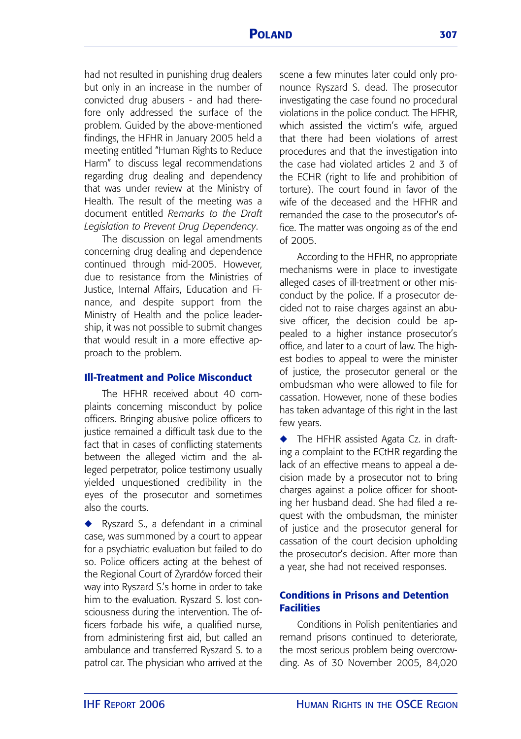had not resulted in punishing drug dealers but only in an increase in the number of convicted drug abusers - and had therefore only addressed the surface of the problem. Guided by the above-mentioned findings, the HFHR in January 2005 held a meeting entitled "Human Rights to Reduce Harm" to discuss legal recommendations regarding drug dealing and dependency that was under review at the Ministry of Health. The result of the meeting was a document entitled *Remarks to the Draft Legislation to Prevent Drug Dependency*.

The discussion on legal amendments concerning drug dealing and dependence continued through mid-2005. However, due to resistance from the Ministries of Justice, Internal Affairs, Education and Finance, and despite support from the Ministry of Health and the police leadership, it was not possible to submit changes that would result in a more effective approach to the problem.

### Ill-Treatment and Police Misconduct

The HFHR received about 40 complaints concerning misconduct by police officers. Bringing abusive police officers to justice remained a difficult task due to the fact that in cases of conflicting statements between the alleged victim and the alleged perpetrator, police testimony usually yielded unquestioned credibility in the eyes of the prosecutor and sometimes also the courts.

- Ryszard S., a defendant in a criminal case, was summoned by a court to appear for a psychiatric evaluation but failed to do so. Police officers acting at the behest of the Regional Court of Żyrardów forced their way into Ryszard S.'s home in order to take him to the evaluation. Ryszard S. lost consciousness during the intervention. The officers forbade his wife, a qualified nurse, from administering first aid, but called an ambulance and transferred Ryszard S. to a patrol car. The physician who arrived at the scene a few minutes later could only pronounce Ryszard S. dead. The prosecutor investigating the case found no procedural violations in the police conduct. The HFHR, which assisted the victim's wife, argued that there had been violations of arrest procedures and that the investigation into the case had violated articles 2 and 3 of the ECHR (right to life and prohibition of torture). The court found in favor of the wife of the deceased and the HFHR and remanded the case to the prosecutor's office. The matter was ongoing as of the end of 2005.

According to the HFHR, no appropriate mechanisms were in place to investigate alleged cases of ill-treatment or other misconduct by the police. If a prosecutor decided not to raise charges against an abusive officer, the decision could be appealed to a higher instance prosecutor's office, and later to a court of law. The highest bodies to appeal to were the minister of justice, the prosecutor general or the ombudsman who were allowed to file for cassation. However, none of these bodies has taken advantage of this right in the last few years.

- The HFHR assisted Agata Cz. in drafting a complaint to the ECtHR regarding the lack of an effective means to appeal a decision made by a prosecutor not to bring charges against a police officer for shooting her husband dead. She had filed a request with the ombudsman, the minister of justice and the prosecutor general for cassation of the court decision upholding the prosecutor's decision. After more than a year, she had not received responses.

### Conditions in Prisons and Detention Facilities

Conditions in Polish penitentiaries and remand prisons continued to deteriorate, the most serious problem being overcrowding. As of 30 November 2005, 84,020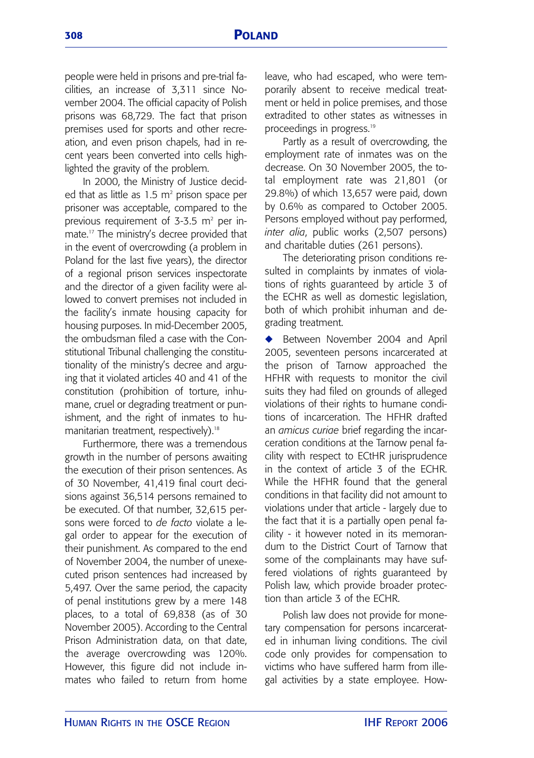people were held in prisons and pre-trial facilities, an increase of 3,311 since November 2004. The official capacity of Polish prisons was 68,729. The fact that prison premises used for sports and other recreation, and even prison chapels, had in recent years been converted into cells highlighted the gravity of the problem.

In 2000, the Ministry of Justice decided that as little as 1.5 $m^2$ prison space per prisoner was acceptable, compared to the previous requirement of 3-3.5 $m^2$ per inmate.[17] The ministry's decree provided that in the event of overcrowding (a problem in Poland for the last five years), the director of a regional prison services inspectorate and the director of a given facility were allowed to convert premises not included in the facility's inmate housing capacity for housing purposes. In mid-December 2005, the ombudsman filed a case with the Constitutional Tribunal challenging the constitutionality of the ministry's decree and arguing that it violated articles 40 and 41 of the constitution (prohibition of torture, inhumane, cruel or degrading treatment or punishment, and the right of inmates to humanitarian treatment, respectively).[18]

Furthermore, there was a tremendous growth in the number of persons awaiting the execution of their prison sentences. As of 30 November, 41,419 final court decisions against 36,514 persons remained to be executed. Of that number, 32,615 persons were forced to *de facto* violate a legal order to appear for the execution of their punishment. As compared to the end of November 2004, the number of unexecuted prison sentences had increased by 5,497. Over the same period, the capacity of penal institutions grew by a mere 148 places, to a total of 69,838 (as of 30 November 2005). According to the Central Prison Administration data, on that date, the average overcrowding was 120%. However, this figure did not include inmates who failed to return from home leave, who had escaped, who were temporarily absent to receive medical treatment or held in police premises, and those extradited to other states as witnesses in proceedings in progress.[19]

Partly as a result of overcrowding, the employment rate of inmates was on the decrease. On 30 November 2005, the total employment rate was 21,801 (or 29.8%) of which 13,657 were paid, down by 0.6% as compared to October 2005. Persons employed without pay performed, *inter alia*, public works (2,507 persons) and charitable duties (261 persons).

The deteriorating prison conditions resulted in complaints by inmates of violations of rights guaranteed by article 3 of the ECHR as well as domestic legislation, both of which prohibit inhuman and degrading treatment.

◆ Between November 2004 and April 2005, seventeen persons incarcerated at the prison of Tarnow approached the HFHR with requests to monitor the civil suits they had filed on grounds of alleged violations of their rights to humane conditions of incarceration. The HFHR drafted an *amicus curiae* brief regarding the incarceration conditions at the Tarnow penal facility with respect to ECtHR jurisprudence in the context of article 3 of the ECHR. While the HFHR found that the general conditions in that facility did not amount to violations under that article - largely due to the fact that it is a partially open penal facility - it however noted in its memorandum to the District Court of Tarnow that some of the complainants may have suffered violations of rights guaranteed by Polish law, which provide broader protection than article 3 of the ECHR.

Polish law does not provide for monetary compensation for persons incarcerated in inhuman living conditions. The civil code only provides for compensation to victims who have suffered harm from illegal activities by a state employee. How-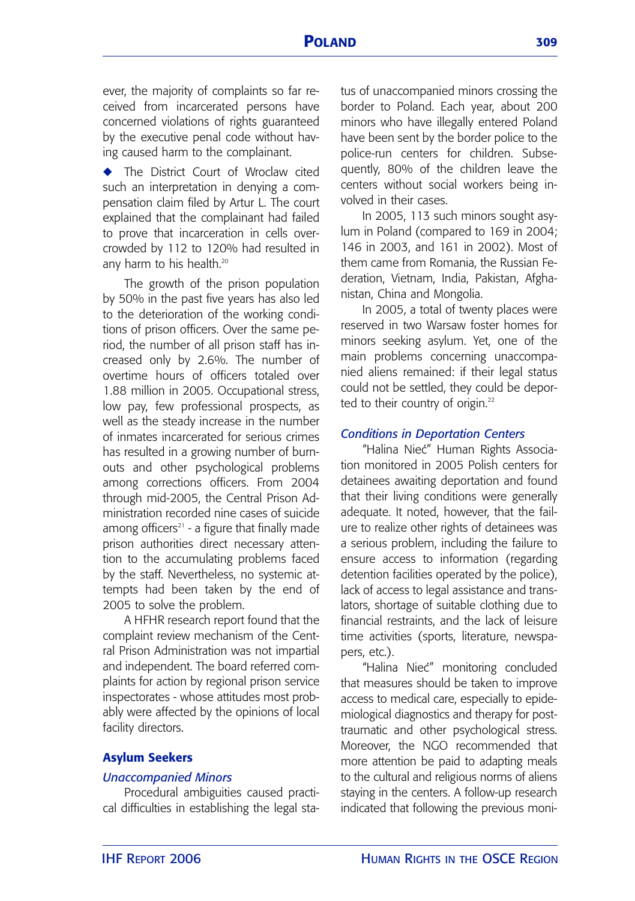ever, the majority of complaints so far received from incarcerated persons have concerned violations of rights guaranteed by the executive penal code without having caused harm to the complainant.

- The District Court of Wroclaw cited such an interpretation in denying a compensation claim filed by Artur L. The court explained that the complainant had failed to prove that incarceration in cells overcrowded by 112 to 120% had resulted in any harm to his health.[20]

The growth of the prison population by 50% in the past five years has also led to the deterioration of the working conditions of prison officers. Over the same period, the number of all prison staff has increased only by 2.6%. The number of overtime hours of officers totaled over 1.88 million in 2005. Occupational stress, low pay, few professional prospects, as well as the steady increase in the number of inmates incarcerated for serious crimes has resulted in a growing number of burnouts and other psychological problems among corrections officers. From 2004 through mid-2005, the Central Prison Administration recorded nine cases of suicide among officers[21] - a figure that finally made prison authorities direct necessary attention to the accumulating problems faced by the staff. Nevertheless, no systemic attempts had been taken by the end of 2005 to solve the problem.

A HFHR research report found that the complaint review mechanism of the Central Prison Administration was not impartial and independent. The board referred complaints for action by regional prison service inspectorates - whose attitudes most probably were affected by the opinions of local facility directors.

## Asylum Seekers

### *Unaccompanied Minors*

Procedural ambiguities caused practical difficulties in establishing the legal status of unaccompanied minors crossing the border to Poland. Each year, about 200 minors who have illegally entered Poland have been sent by the border police to the police-run centers for children. Subsequently, 80% of the children leave the centers without social workers being involved in their cases.

In 2005, 113 such minors sought asylum in Poland (compared to 169 in 2004; 146 in 2003, and 161 in 2002). Most of them came from Romania, the Russian Federation, Vietnam, India, Pakistan, Afghanistan, China and Mongolia.

In 2005, a total of twenty places were reserved in two Warsaw foster homes for minors seeking asylum. Yet, one of the main problems concerning unaccompanied aliens remained: if their legal status could not be settled, they could be deported to their country of origin.[22]

### *Conditions in Deportation Centers*

"Halina Nieć" Human Rights Association monitored in 2005 Polish centers for detainees awaiting deportation and found that their living conditions were generally adequate. It noted, however, that the failure to realize other rights of detainees was a serious problem, including the failure to ensure access to information (regarding detention facilities operated by the police), lack of access to legal assistance and translators, shortage of suitable clothing due to financial restraints, and the lack of leisure time activities (sports, literature, newspapers, etc.).

"Halina Nieć" monitoring concluded that measures should be taken to improve access to medical care, especially to epidemiological diagnostics and therapy for post-traumatic and other psychological stress. Moreover, the NGO recommended that more attention be paid to adapting meals to the cultural and religious norms of aliens staying in the centers. A follow-up research indicated that following the previous moni-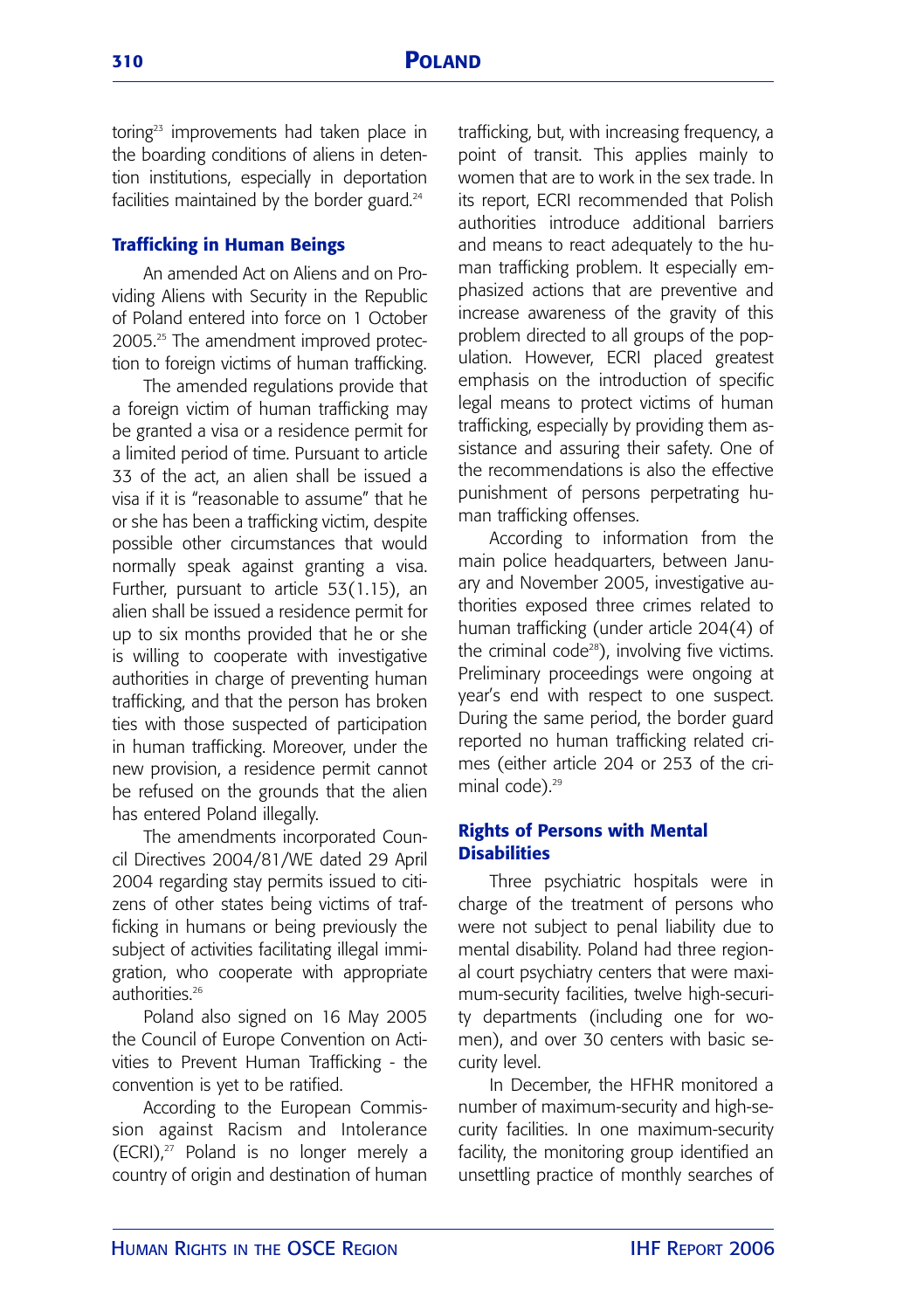toring[23] improvements had taken place in the boarding conditions of aliens in detention institutions, especially in deportation facilities maintained by the border guard.[24]

## Trafficking in Human Beings

An amended Act on Aliens and on Providing Aliens with Security in the Republic of Poland entered into force on 1 October 2005.[25] The amendment improved protection to foreign victims of human trafficking.

The amended regulations provide that a foreign victim of human trafficking may be granted a visa or a residence permit for a limited period of time. Pursuant to article 33 of the act, an alien shall be issued a visa if it is "reasonable to assume" that he or she has been a trafficking victim, despite possible other circumstances that would normally speak against granting a visa. Further, pursuant to article 53(1.15), an alien shall be issued a residence permit for up to six months provided that he or she is willing to cooperate with investigative authorities in charge of preventing human trafficking, and that the person has broken ties with those suspected of participation in human trafficking. Moreover, under the new provision, a residence permit cannot be refused on the grounds that the alien has entered Poland illegally.

The amendments incorporated Council Directives 2004/81/WE dated 29 April 2004 regarding stay permits issued to citizens of other states being victims of trafficking in humans or being previously the subject of activities facilitating illegal immigration, who cooperate with appropriate authorities.[26]

Poland also signed on 16 May 2005 the Council of Europe Convention on Activities to Prevent Human Trafficking - the convention is yet to be ratified.

According to the European Commission against Racism and Intolerance (ECRI),[27] Poland is no longer merely a country of origin and destination of human trafficking, but, with increasing frequency, a point of transit. This applies mainly to women that are to work in the sex trade. In its report, ECRI recommended that Polish authorities introduce additional barriers and means to react adequately to the human trafficking problem. It especially emphasized actions that are preventive and increase awareness of the gravity of this problem directed to all groups of the population. However, ECRI placed greatest emphasis on the introduction of specific legal means to protect victims of human trafficking, especially by providing them assistance and assuring their safety. One of the recommendations is also the effective punishment of persons perpetrating human trafficking offenses.

According to information from the main police headquarters, between January and November 2005, investigative authorities exposed three crimes related to human trafficking (under article 204(4) of the criminal code[28]), involving five victims. Preliminary proceedings were ongoing at year's end with respect to one suspect. During the same period, the border guard reported no human trafficking related crimes (either article 204 or 253 of the criminal code).[29]

## Rights of Persons with Mental Disabilities

Three psychiatric hospitals were in charge of the treatment of persons who were not subject to penal liability due to mental disability. Poland had three regional court psychiatry centers that were maximum-security facilities, twelve high-security departments (including one for women), and over 30 centers with basic security level.

In December, the HFHR monitored a number of maximum-security and high-security facilities. In one maximum-security facility, the monitoring group identified an unsettling practice of monthly searches of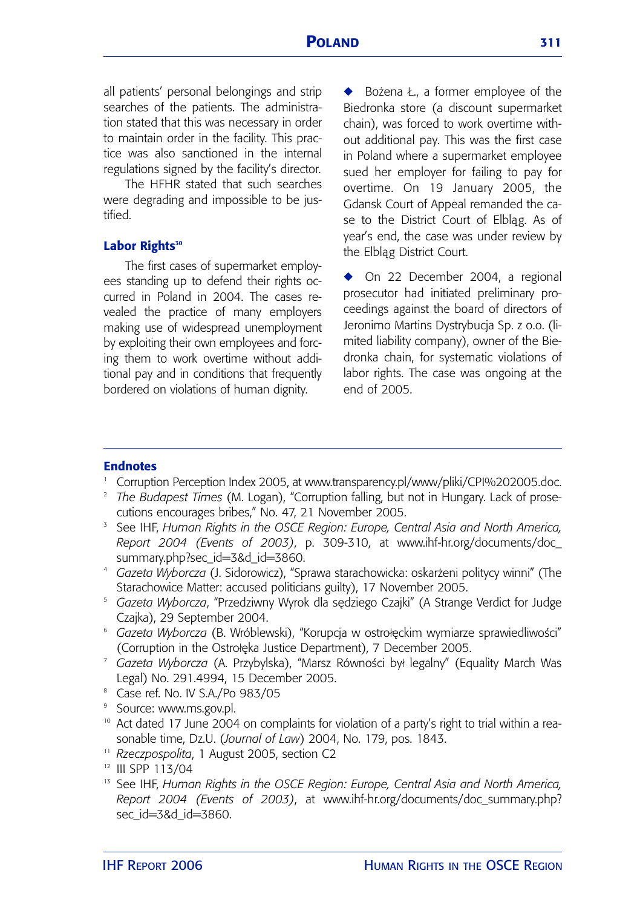all patients' personal belongings and strip searches of the patients. The administration stated that this was necessary in order to maintain order in the facility. This practice was also sanctioned in the internal regulations signed by the facility's director.

The HFHR stated that such searches were degrading and impossible to be justified.

### Labor Rights[30]

The first cases of supermarket employees standing up to defend their rights occurred in Poland in 2004. The cases revealed the practice of many employers making use of widespread unemployment by exploiting their own employees and forcing them to work overtime without additional pay and in conditions that frequently bordered on violations of human dignity.

- Bożena Ł., a former employee of the Biedronka store (a discount supermarket chain), was forced to work overtime without additional pay. This was the first case in Poland where a supermarket employee sued her employer for failing to pay for overtime. On 19 January 2005, the Gdansk Court of Appeal remanded the case to the District Court of Elbląg. As of year's end, the case was under review by the Elbląg District Court.

- On 22 December 2004, a regional prosecutor had initiated preliminary proceedings against the board of directors of Jeronimo Martins Dystrybucja Sp. z o.o. (limited liability company), owner of the Biedronka chain, for systematic violations of labor rights. The case was ongoing at the end of 2005.

## Endnotes

1. Corruption Perception Index 2005, at www.transparency.pl/www/pliki/CPI%202005.doc.
2. *The Budapest Times* (M. Logan), "Corruption falling, but not in Hungary. Lack of prosecutions encourages bribes," No. 47, 21 November 2005.
3. See IHF, *Human Rights in the OSCE Region: Europe, Central Asia and North America, Report 2004 (Events of 2003)*, p. 309-310, at www.ihf-hr.org/documents/doc_summary.php?sec_id=3&d_id=3860.
4. *Gazeta Wyborcza* (J. Sidorowicz), "Sprawa starachowicka: oskarżeni politycy winni" (The Starachowice Matter: accused politicians guilty), 17 November 2005.
5. *Gazeta Wyborcza*, "Przedziwny Wyrok dla sędziego Czajki" (A Strange Verdict for Judge Czajka), 29 September 2004.
6. *Gazeta Wyborcza* (B. Wróblewski), "Korupcja w ostrołęckim wymiarze sprawiedliwości" (Corruption in the Ostrołęka Justice Department), 7 December 2005.
7. *Gazeta Wyborcza* (A. Przybylska), "Marsz Równości był legalny" (Equality March Was Legal) No. 291.4994, 15 December 2005.
8. Case ref. No. IV S.A./Po 983/05
9. Source: www.ms.gov.pl.
10. Act dated 17 June 2004 on complaints for violation of a party's right to trial within a reasonable time, Dz.U. (*Journal of Law*) 2004, No. 179, pos. 1843.
11. *Rzeczpospolita*, 1 August 2005, section C2
12. III SPP 113/04
13. See IHF, *Human Rights in the OSCE Region: Europe, Central Asia and North America, Report 2004 (Events of 2003)*, at www.ihf-hr.org/documents/doc_summary.php?sec_id=3&d_id=3860.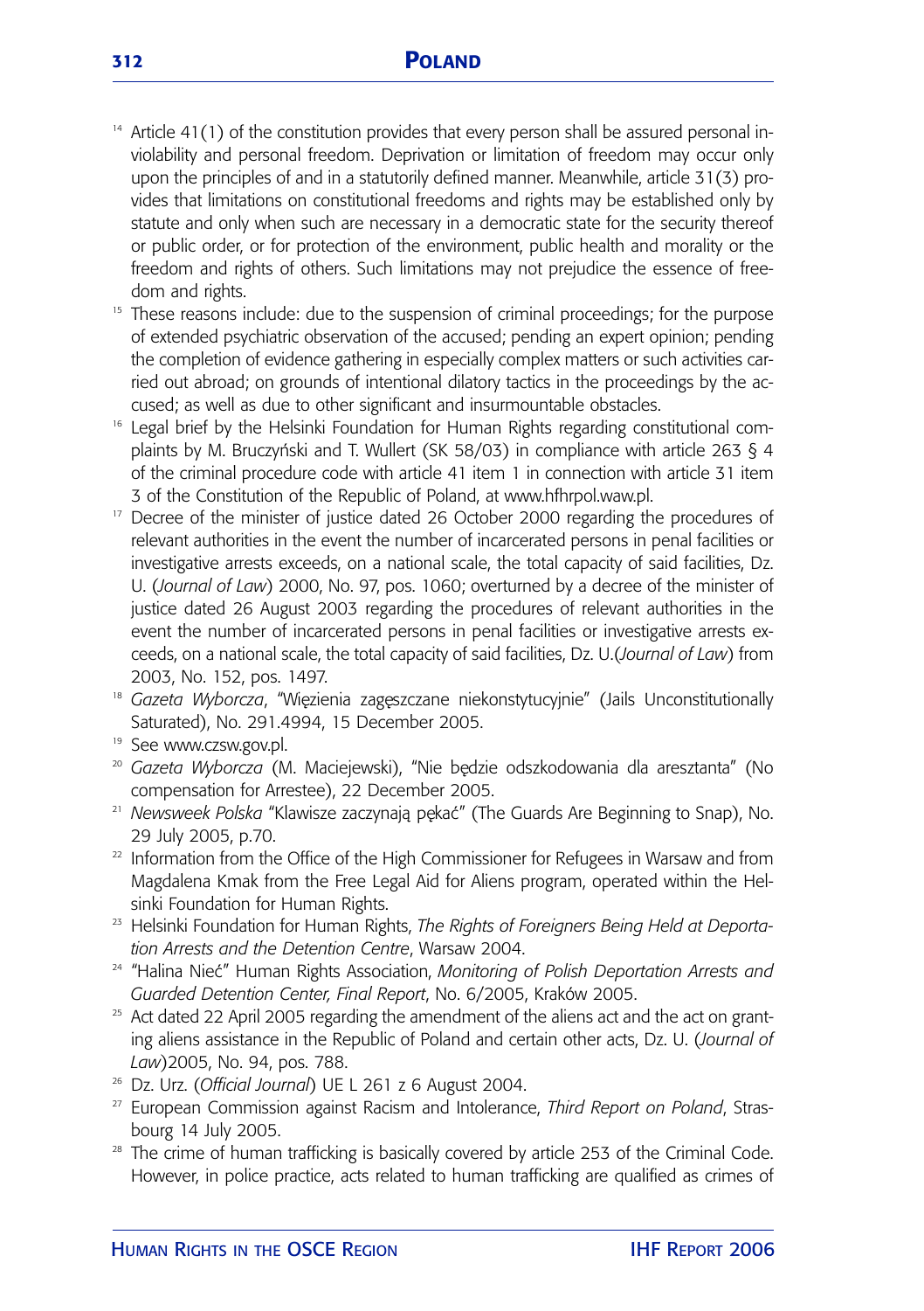[14] Article 41(1) of the constitution provides that every person shall be assured personal inviolability and personal freedom. Deprivation or limitation of freedom may occur only upon the principles of and in a statutorily defined manner. Meanwhile, article 31(3) provides that limitations on constitutional freedoms and rights may be established only by statute and only when such are necessary in a democratic state for the security thereof or public order, or for protection of the environment, public health and morality or the freedom and rights of others. Such limitations may not prejudice the essence of freedom and rights.

[15] These reasons include: due to the suspension of criminal proceedings; for the purpose of extended psychiatric observation of the accused; pending an expert opinion; pending the completion of evidence gathering in especially complex matters or such activities carried out abroad; on grounds of intentional dilatory tactics in the proceedings by the accused; as well as due to other significant and insurmountable obstacles.

[16] Legal brief by the Helsinki Foundation for Human Rights regarding constitutional complaints by M. Bruczyński and T. Wullert (SK 58/03) in compliance with article 263 § 4 of the criminal procedure code with article 41 item 1 in connection with article 31 item 3 of the Constitution of the Republic of Poland, at www.hfhrpol.waw.pl.

[17] Decree of the minister of justice dated 26 October 2000 regarding the procedures of relevant authorities in the event the number of incarcerated persons in penal facilities or investigative arrests exceeds, on a national scale, the total capacity of said facilities, Dz. U. (*Journal of Law*) 2000, No. 97, pos. 1060; overturned by a decree of the minister of justice dated 26 August 2003 regarding the procedures of relevant authorities in the event the number of incarcerated persons in penal facilities or investigative arrests exceeds, on a national scale, the total capacity of said facilities, Dz. U.(*Journal of Law*) from 2003, No. 152, pos. 1497.

[18] *Gazeta Wyborcza*, "Więzienia zagęszczane niekonstytucyjnie" (Jails Unconstitutionally Saturated), No. 291.4994, 15 December 2005.

[19] See www.czsw.gov.pl.

[20] *Gazeta Wyborcza* (M. Maciejewski), "Nie będzie odszkodowania dla aresztanta" (No compensation for Arrestee), 22 December 2005.

[21] *Newsweek Polska* "Klawisze zaczynają pękać" (The Guards Are Beginning to Snap), No. 29 July 2005, p.70.

[22] Information from the Office of the High Commissioner for Refugees in Warsaw and from Magdalena Kmak from the Free Legal Aid for Aliens program, operated within the Helsinki Foundation for Human Rights.

[23] Helsinki Foundation for Human Rights, *The Rights of Foreigners Being Held at Deportation Arrests and the Detention Centre*, Warsaw 2004.

[24] "Halina Nieć" Human Rights Association, *Monitoring of Polish Deportation Arrests and Guarded Detention Center, Final Report*, No. 6/2005, Kraków 2005.

[25] Act dated 22 April 2005 regarding the amendment of the aliens act and the act on granting aliens assistance in the Republic of Poland and certain other acts, Dz. U. (*Journal of Law*)2005, No. 94, pos. 788.

[26] Dz. Urz. (*Official Journal*) UE L 261 z 6 August 2004.

[27] European Commission against Racism and Intolerance, *Third Report on Poland*, Strasbourg 14 July 2005.

[28] The crime of human trafficking is basically covered by article 253 of the Criminal Code. However, in police practice, acts related to human trafficking are qualified as crimes of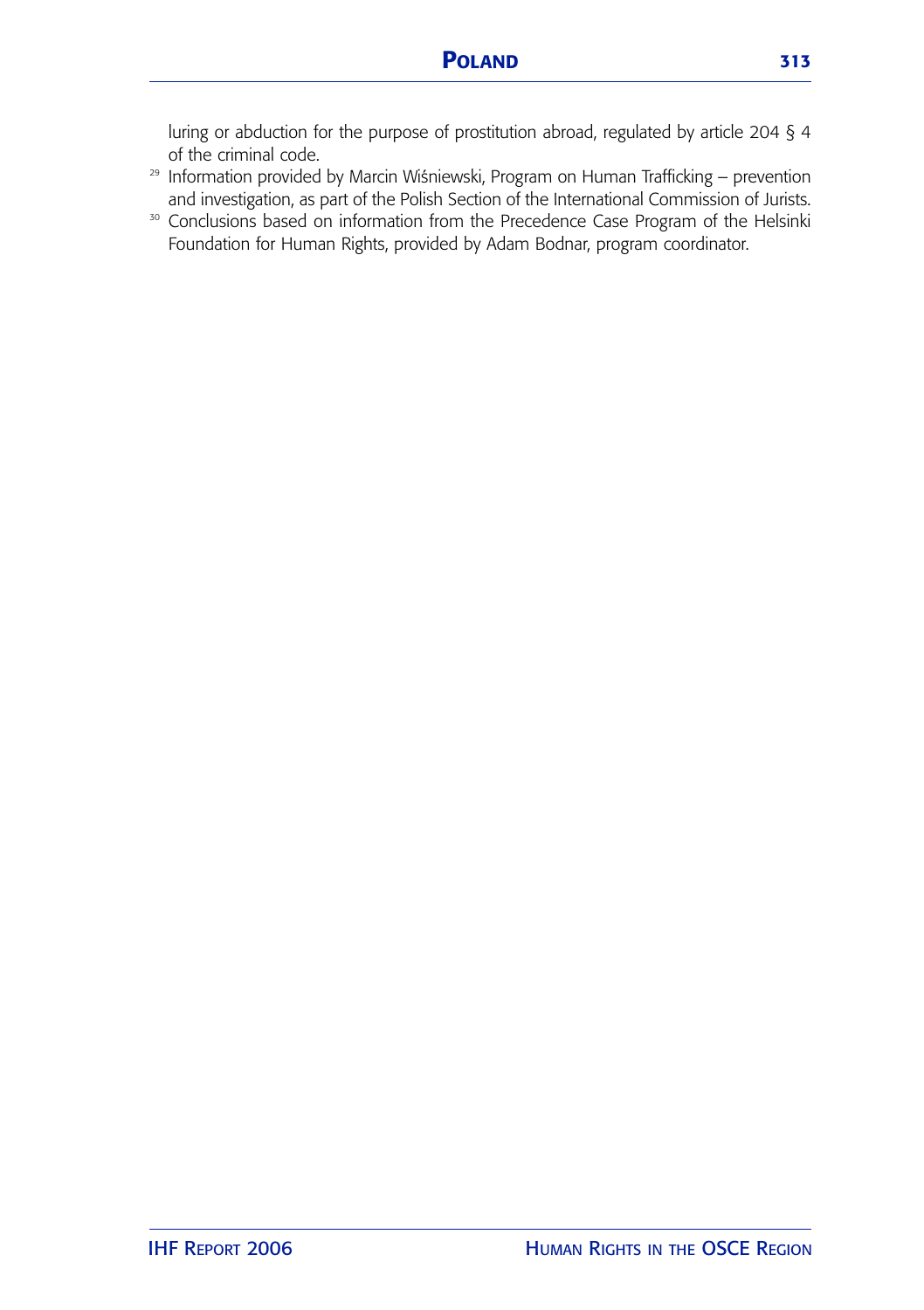luring or abduction for the purpose of prostitution abroad, regulated by article 204 § 4 of the criminal code.

[29] Information provided by Marcin Wiśniewski, Program on Human Trafficking – prevention and investigation, as part of the Polish Section of the International Commission of Jurists.

[30] Conclusions based on information from the Precedence Case Program of the Helsinki Foundation for Human Rights, provided by Adam Bodnar, program coordinator.